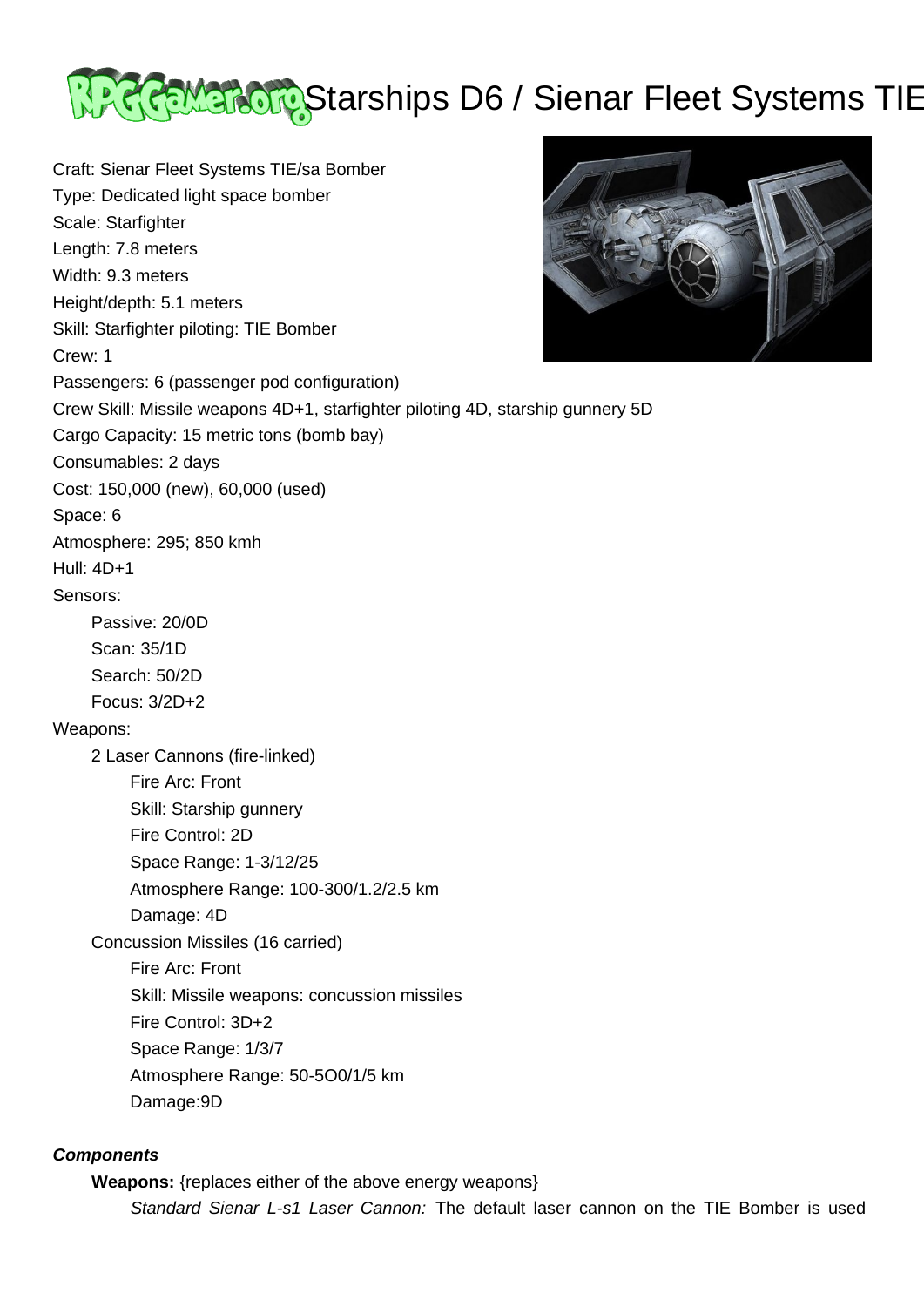# Starships D6 / Sienar Fleet Systems TIE

Craft: Sienar Fleet Systems TIE/sa Bomber
Type: Dedicated light space bomber
Scale: Starfighter
Length: 7.8 meters
Width: 9.3 meters
Height/depth: 5.1 meters
Skill: Starfighter piloting: TIE Bomber
Crew: 1
Passengers: 6 (passenger pod configuration)
Crew Skill: Missile weapons 4D+1, starfighter piloting 4D, starship gunnery 5D
Cargo Capacity: 15 metric tons (bomb bay)
Consumables: 2 days
Cost: 150,000 (new), 60,000 (used)
Space: 6
Atmosphere: 295; 850 kmh
Hull: 4D+1
Sensors:

- Passive: 20/0D
- Scan: 35/1D
- Search: 50/2D
- Focus: 3/2D+2

Weapons:

- 2 Laser Cannons (fire-linked)
  - Fire Arc: Front
  - Skill: Starship gunnery
  - Fire Control: 2D
  - Space Range: 1-3/12/25
  - Atmosphere Range: 100-300/1.2/2.5 km
  - Damage: 4D
- Concussion Missiles (16 carried)
  - Fire Arc: Front
  - Skill: Missile weapons: concussion missiles
  - Fire Control: 3D+2
  - Space Range: 1/3/7
  - Atmosphere Range: 50-5O0/1/5 km
  - Damage:9D

***Components***

**Weapons:** {replaces either of the above energy weapons}

*Standard Sienar L-s1 Laser Cannon:* The default laser cannon on the TIE Bomber is used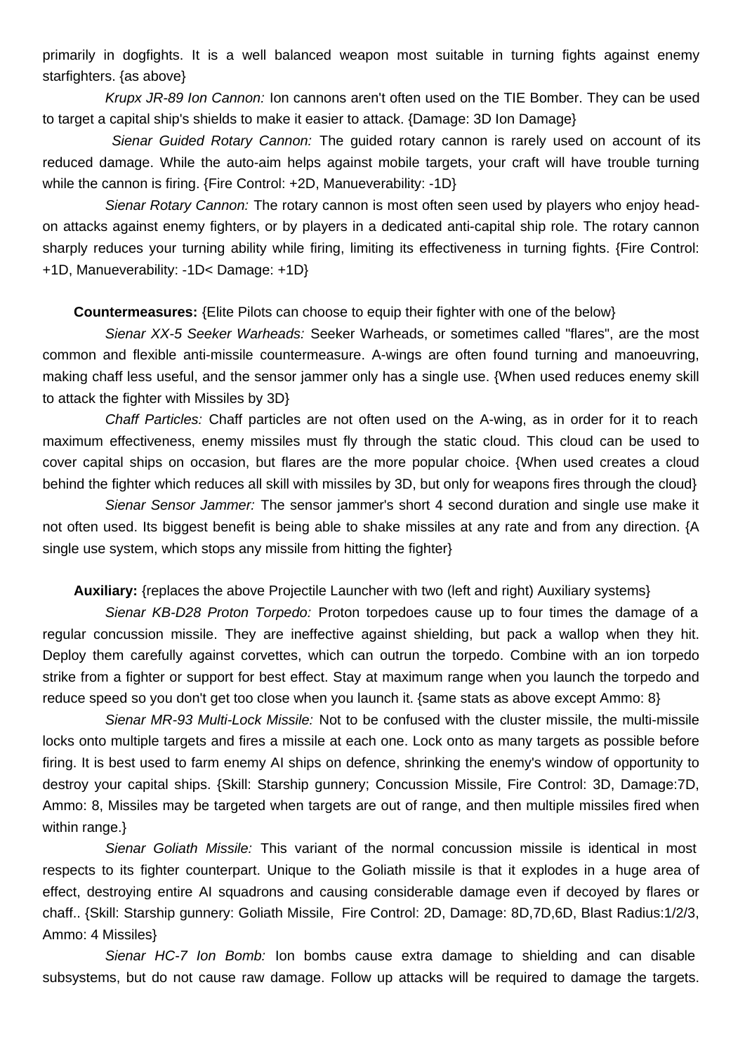primarily in dogfights. It is a well balanced weapon most suitable in turning fights against enemy starfighters. {as above}

*Krupx JR-89 Ion Cannon:* Ion cannons aren't often used on the TIE Bomber. They can be used to target a capital ship's shields to make it easier to attack. {Damage: 3D Ion Damage}

*Sienar Guided Rotary Cannon:* The guided rotary cannon is rarely used on account of its reduced damage. While the auto-aim helps against mobile targets, your craft will have trouble turning while the cannon is firing. {Fire Control: +2D, Manueverability: -1D}

*Sienar Rotary Cannon:* The rotary cannon is most often seen used by players who enjoy head-on attacks against enemy fighters, or by players in a dedicated anti-capital ship role. The rotary cannon sharply reduces your turning ability while firing, limiting its effectiveness in turning fights. {Fire Control: +1D, Manueverability: -1D< Damage: +1D}

**Countermeasures:** {Elite Pilots can choose to equip their fighter with one of the below}

*Sienar XX-5 Seeker Warheads:* Seeker Warheads, or sometimes called "flares", are the most common and flexible anti-missile countermeasure. A-wings are often found turning and manoeuvring, making chaff less useful, and the sensor jammer only has a single use. {When used reduces enemy skill to attack the fighter with Missiles by 3D}

*Chaff Particles:* Chaff particles are not often used on the A-wing, as in order for it to reach maximum effectiveness, enemy missiles must fly through the static cloud. This cloud can be used to cover capital ships on occasion, but flares are the more popular choice. {When used creates a cloud behind the fighter which reduces all skill with missiles by 3D, but only for weapons fires through the cloud}

*Sienar Sensor Jammer:* The sensor jammer's short 4 second duration and single use make it not often used. Its biggest benefit is being able to shake missiles at any rate and from any direction. {A single use system, which stops any missile from hitting the fighter}

**Auxiliary:** {replaces the above Projectile Launcher with two (left and right) Auxiliary systems}

*Sienar KB-D28 Proton Torpedo:* Proton torpedoes cause up to four times the damage of a regular concussion missile. They are ineffective against shielding, but pack a wallop when they hit. Deploy them carefully against corvettes, which can outrun the torpedo. Combine with an ion torpedo strike from a fighter or support for best effect. Stay at maximum range when you launch the torpedo and reduce speed so you don't get too close when you launch it. {same stats as above except Ammo: 8}

*Sienar MR-93 Multi-Lock Missile:* Not to be confused with the cluster missile, the multi-missile locks onto multiple targets and fires a missile at each one. Lock onto as many targets as possible before firing. It is best used to farm enemy AI ships on defence, shrinking the enemy's window of opportunity to destroy your capital ships. {Skill: Starship gunnery; Concussion Missile, Fire Control: 3D, Damage:7D, Ammo: 8, Missiles may be targeted when targets are out of range, and then multiple missiles fired when within range.}

*Sienar Goliath Missile:* This variant of the normal concussion missile is identical in most respects to its fighter counterpart. Unique to the Goliath missile is that it explodes in a huge area of effect, destroying entire AI squadrons and causing considerable damage even if decoyed by flares or chaff.. {Skill: Starship gunnery: Goliath Missile, Fire Control: 2D, Damage: 8D,7D,6D, Blast Radius:1/2/3, Ammo: 4 Missiles}

*Sienar HC-7 Ion Bomb:* Ion bombs cause extra damage to shielding and can disable subsystems, but do not cause raw damage. Follow up attacks will be required to damage the targets.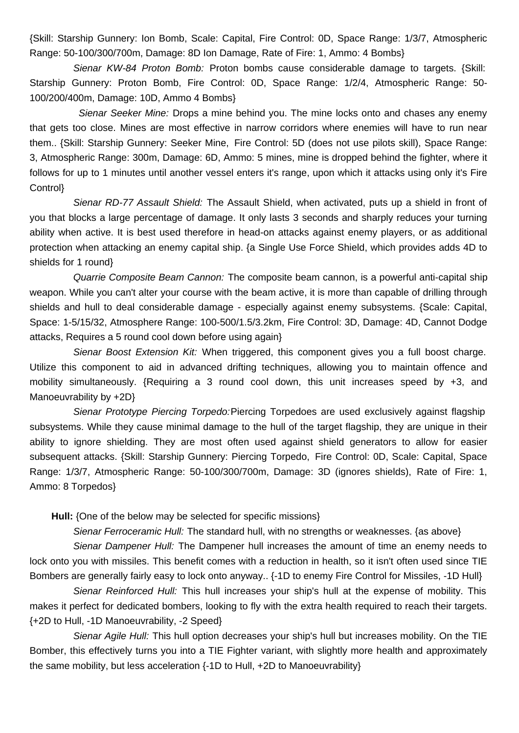{Skill: Starship Gunnery: Ion Bomb, Scale: Capital, Fire Control: 0D, Space Range: 1/3/7, Atmospheric Range: 50-100/300/700m, Damage: 8D Ion Damage, Rate of Fire: 1, Ammo: 4 Bombs}

*Sienar KW-84 Proton Bomb:* Proton bombs cause considerable damage to targets. {Skill: Starship Gunnery: Proton Bomb, Fire Control: 0D, Space Range: 1/2/4, Atmospheric Range: 50-100/200/400m, Damage: 10D, Ammo 4 Bombs}

*Sienar Seeker Mine:* Drops a mine behind you. The mine locks onto and chases any enemy that gets too close. Mines are most effective in narrow corridors where enemies will have to run near them.. {Skill: Starship Gunnery: Seeker Mine, Fire Control: 5D (does not use pilots skill), Space Range: 3, Atmospheric Range: 300m, Damage: 6D, Ammo: 5 mines, mine is dropped behind the fighter, where it follows for up to 1 minutes until another vessel enters it's range, upon which it attacks using only it's Fire Control}

*Sienar RD-77 Assault Shield:* The Assault Shield, when activated, puts up a shield in front of you that blocks a large percentage of damage. It only lasts 3 seconds and sharply reduces your turning ability when active. It is best used therefore in head-on attacks against enemy players, or as additional protection when attacking an enemy capital ship. {a Single Use Force Shield, which provides adds 4D to shields for 1 round}

*Quarrie Composite Beam Cannon:* The composite beam cannon, is a powerful anti-capital ship weapon. While you can't alter your course with the beam active, it is more than capable of drilling through shields and hull to deal considerable damage - especially against enemy subsystems. {Scale: Capital, Space: 1-5/15/32, Atmosphere Range: 100-500/1.5/3.2km, Fire Control: 3D, Damage: 4D, Cannot Dodge attacks, Requires a 5 round cool down before using again}

*Sienar Boost Extension Kit:* When triggered, this component gives you a full boost charge. Utilize this component to aid in advanced drifting techniques, allowing you to maintain offence and mobility simultaneously. {Requiring a 3 round cool down, this unit increases speed by +3, and Manoeuvrability by +2D}

*Sienar Prototype Piercing Torpedo:* Piercing Torpedoes are used exclusively against flagship subsystems. While they cause minimal damage to the hull of the target flagship, they are unique in their ability to ignore shielding. They are most often used against shield generators to allow for easier subsequent attacks. {Skill: Starship Gunnery: Piercing Torpedo, Fire Control: 0D, Scale: Capital, Space Range: 1/3/7, Atmospheric Range: 50-100/300/700m, Damage: 3D (ignores shields), Rate of Fire: 1, Ammo: 8 Torpedos}

**Hull:** {One of the below may be selected for specific missions}

*Sienar Ferroceramic Hull:* The standard hull, with no strengths or weaknesses. {as above}

*Sienar Dampener Hull:* The Dampener hull increases the amount of time an enemy needs to lock onto you with missiles. This benefit comes with a reduction in health, so it isn't often used since TIE Bombers are generally fairly easy to lock onto anyway.. {-1D to enemy Fire Control for Missiles, -1D Hull}

*Sienar Reinforced Hull:* This hull increases your ship's hull at the expense of mobility. This makes it perfect for dedicated bombers, looking to fly with the extra health required to reach their targets. {+2D to Hull, -1D Manoeuvrability, -2 Speed}

*Sienar Agile Hull:* This hull option decreases your ship's hull but increases mobility. On the TIE Bomber, this effectively turns you into a TIE Fighter variant, with slightly more health and approximately the same mobility, but less acceleration {-1D to Hull, +2D to Manoeuvrability}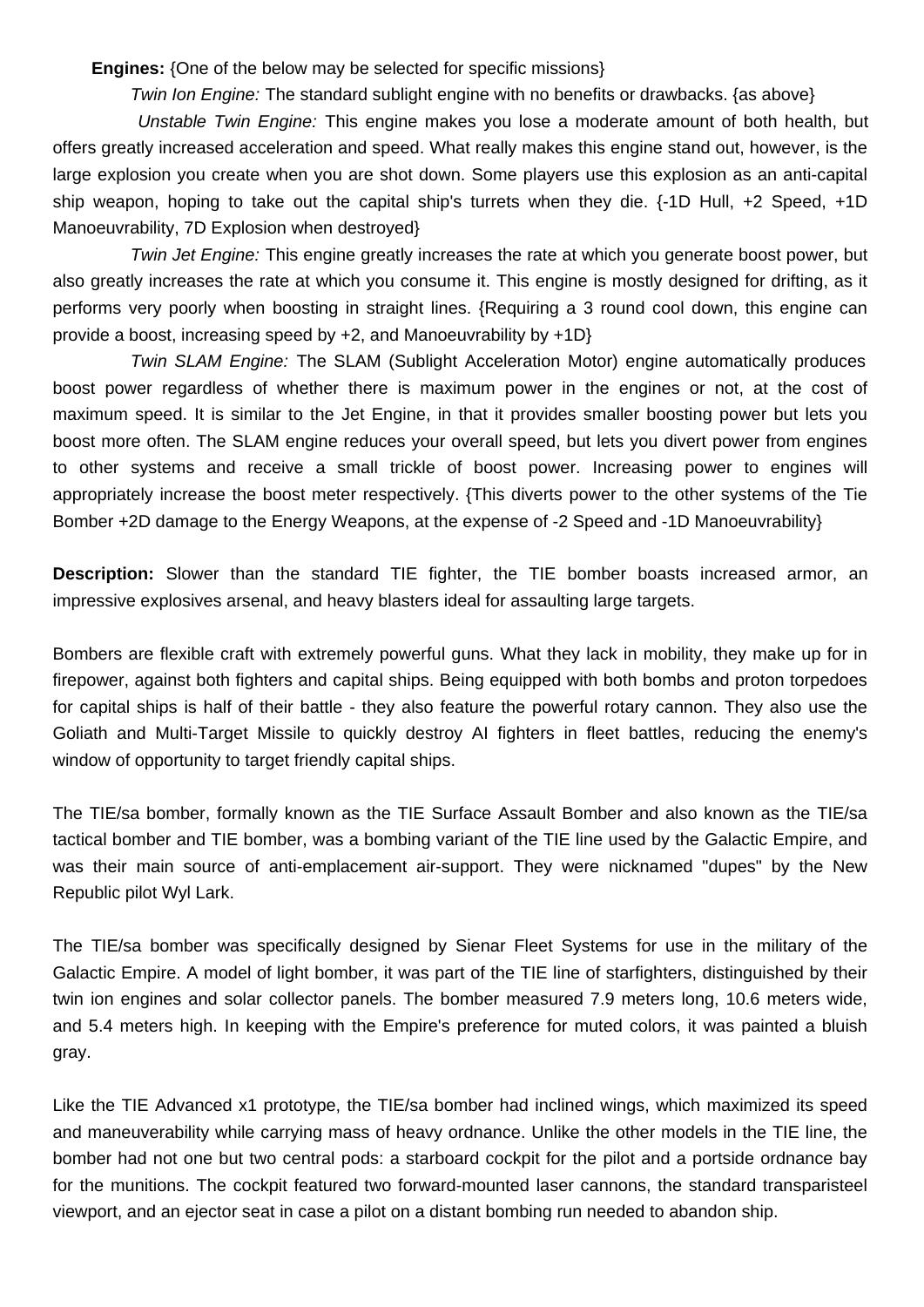**Engines:** {One of the below may be selected for specific missions}

*Twin Ion Engine:* The standard sublight engine with no benefits or drawbacks. {as above}

*Unstable Twin Engine:* This engine makes you lose a moderate amount of both health, but offers greatly increased acceleration and speed. What really makes this engine stand out, however, is the large explosion you create when you are shot down. Some players use this explosion as an anti-capital ship weapon, hoping to take out the capital ship's turrets when they die. {-1D Hull, +2 Speed, +1D Manoeuvrability, 7D Explosion when destroyed}

*Twin Jet Engine:* This engine greatly increases the rate at which you generate boost power, but also greatly increases the rate at which you consume it. This engine is mostly designed for drifting, as it performs very poorly when boosting in straight lines. {Requiring a 3 round cool down, this engine can provide a boost, increasing speed by +2, and Manoeuvrability by +1D}

*Twin SLAM Engine:* The SLAM (Sublight Acceleration Motor) engine automatically produces boost power regardless of whether there is maximum power in the engines or not, at the cost of maximum speed. It is similar to the Jet Engine, in that it provides smaller boosting power but lets you boost more often. The SLAM engine reduces your overall speed, but lets you divert power from engines to other systems and receive a small trickle of boost power. Increasing power to engines will appropriately increase the boost meter respectively. {This diverts power to the other systems of the Tie Bomber +2D damage to the Energy Weapons, at the expense of -2 Speed and -1D Manoeuvrability}

**Description:** Slower than the standard TIE fighter, the TIE bomber boasts increased armor, an impressive explosives arsenal, and heavy blasters ideal for assaulting large targets.

Bombers are flexible craft with extremely powerful guns. What they lack in mobility, they make up for in firepower, against both fighters and capital ships. Being equipped with both bombs and proton torpedoes for capital ships is half of their battle - they also feature the powerful rotary cannon. They also use the Goliath and Multi-Target Missile to quickly destroy AI fighters in fleet battles, reducing the enemy's window of opportunity to target friendly capital ships.

The TIE/sa bomber, formally known as the TIE Surface Assault Bomber and also known as the TIE/sa tactical bomber and TIE bomber, was a bombing variant of the TIE line used by the Galactic Empire, and was their main source of anti-emplacement air-support. They were nicknamed "dupes" by the New Republic pilot Wyl Lark.

The TIE/sa bomber was specifically designed by Sienar Fleet Systems for use in the military of the Galactic Empire. A model of light bomber, it was part of the TIE line of starfighters, distinguished by their twin ion engines and solar collector panels. The bomber measured 7.9 meters long, 10.6 meters wide, and 5.4 meters high. In keeping with the Empire's preference for muted colors, it was painted a bluish gray.

Like the TIE Advanced x1 prototype, the TIE/sa bomber had inclined wings, which maximized its speed and maneuverability while carrying mass of heavy ordnance. Unlike the other models in the TIE line, the bomber had not one but two central pods: a starboard cockpit for the pilot and a portside ordnance bay for the munitions. The cockpit featured two forward-mounted laser cannons, the standard transparisteel viewport, and an ejector seat in case a pilot on a distant bombing run needed to abandon ship.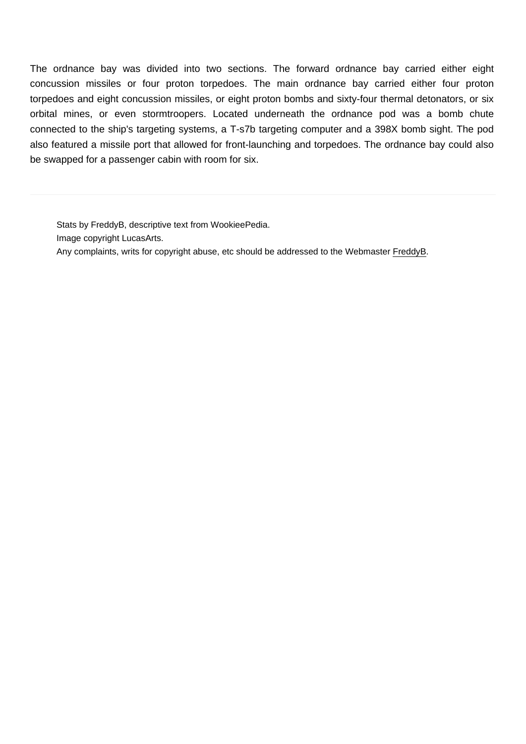The ordnance bay was divided into two sections. The forward ordnance bay carried either eight concussion missiles or four proton torpedoes. The main ordnance bay carried either four proton torpedoes and eight concussion missiles, or eight proton bombs and sixty-four thermal detonators, or six orbital mines, or even stormtroopers. Located underneath the ordnance pod was a bomb chute connected to the ship's targeting systems, a T-s7b targeting computer and a 398X bomb sight. The pod also featured a missile port that allowed for front-launching and torpedoes. The ordnance bay could also be swapped for a passenger cabin with room for six.

---

Stats by FreddyB, descriptive text from WookieePedia.
Image copyright LucasArts.
Any complaints, writs for copyright abuse, etc should be addressed to the Webmaster FreddyB.